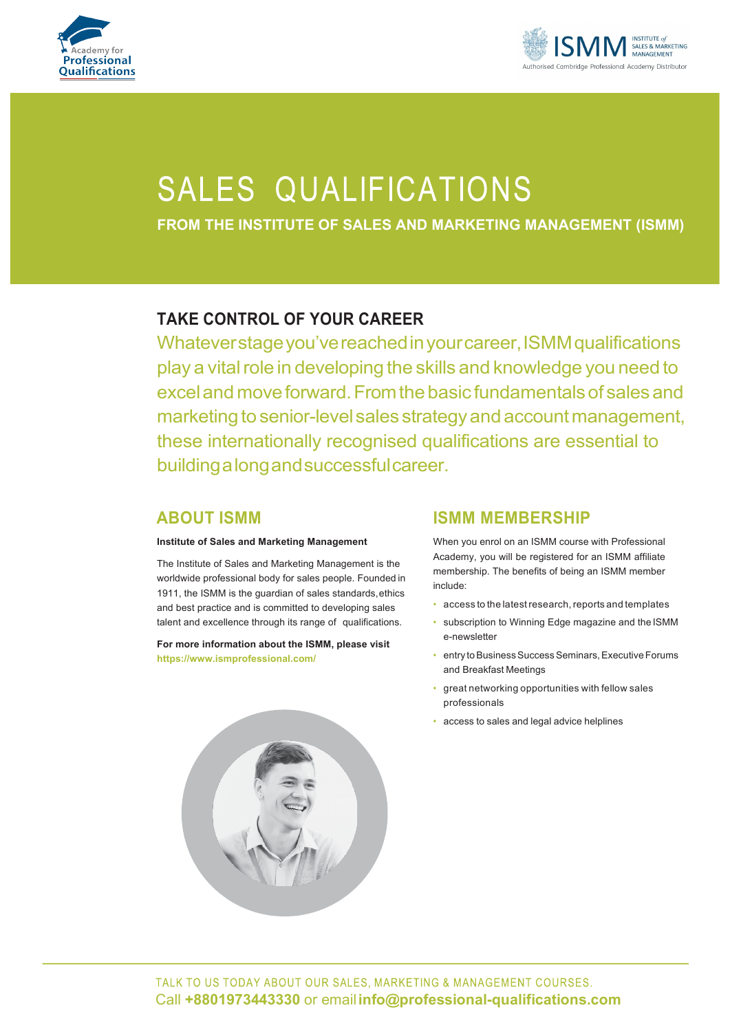# SALES QUALIFICATIONS

**FROM THE INSTITUTE OF SALES AND MARKETING MANAGEMENT (ISMM)**

## TAKE CONTROL OF YOUR CAREER

Whatever stage you've reached in your career, ISMM qualifications play a vital role in developing the skills and knowledge you need to excel and move forward. From the basic fundamentals of sales and marketing to senior-level sales strategy and account management, these internationally recognised qualifications are essential to building a long and successful career.

## ABOUT ISMM

**Institute of Sales and Marketing Management**

The Institute of Sales and Marketing Management is the worldwide professional body for sales people. Founded in 1911, the ISMM is the guardian of sales standards, ethics and best practice and is committed to developing sales talent and excellence through its range of qualifications.

**For more information about the ISMM, please visit https://www.ismprofessional.com/**

## ISMM MEMBERSHIP

When you enrol on an ISMM course with Professional Academy, you will be registered for an ISMM affiliate membership. The benefits of being an ISMM member include:

- access to the latest research, reports and templates
- subscription to Winning Edge magazine and the ISMM e-newsletter
- entry to Business Success Seminars, Executive Forums and Breakfast Meetings
- great networking opportunities with fellow sales professionals
- access to sales and legal advice helplines

TALK TO US TODAY ABOUT OUR SALES, MARKETING & MANAGEMENT COURSES.
Call **+8801973443330** or email **info@professional-qualifications.com**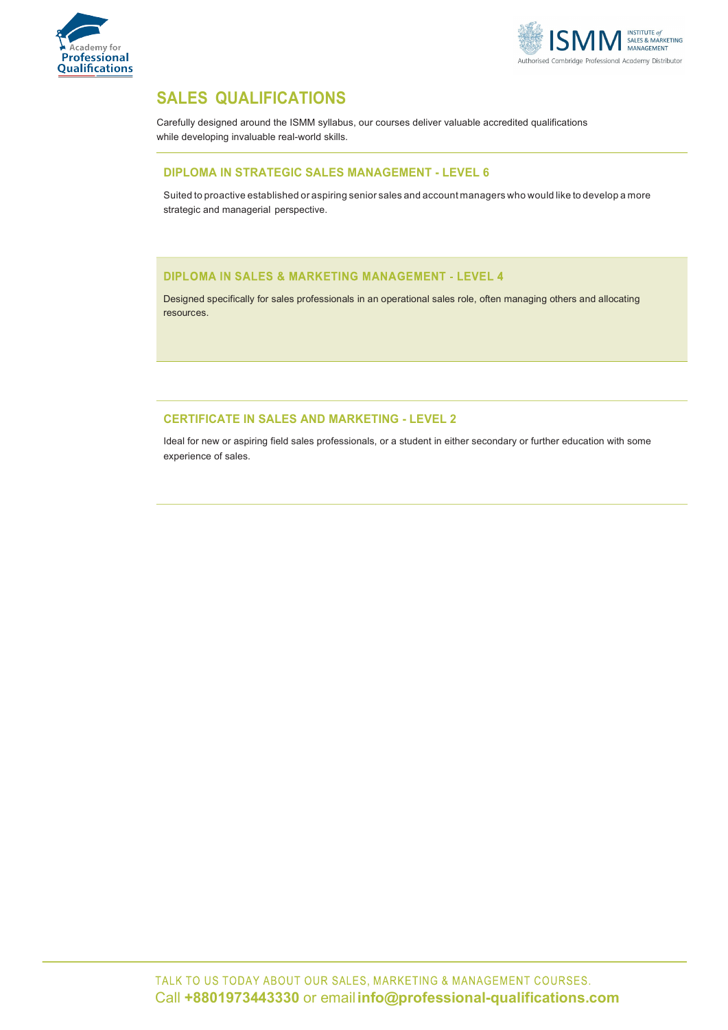# SALES QUALIFICATIONS

Carefully designed around the ISMM syllabus, our courses deliver valuable accredited qualifications while developing invaluable real-world skills.

## DIPLOMA IN STRATEGIC SALES MANAGEMENT - LEVEL 6

Suited to proactive established or aspiring senior sales and account managers who would like to develop a more strategic and managerial perspective.

## DIPLOMA IN SALES & MARKETING MANAGEMENT - LEVEL 4

Designed specifically for sales professionals in an operational sales role, often managing others and allocating resources.

## CERTIFICATE IN SALES AND MARKETING - LEVEL 2

Ideal for new or aspiring field sales professionals, or a student in either secondary or further education with some experience of sales.

TALK TO US TODAY ABOUT OUR SALES, MARKETING & MANAGEMENT COURSES.
Call **+8801973443330** or email **info@professional-qualifications.com**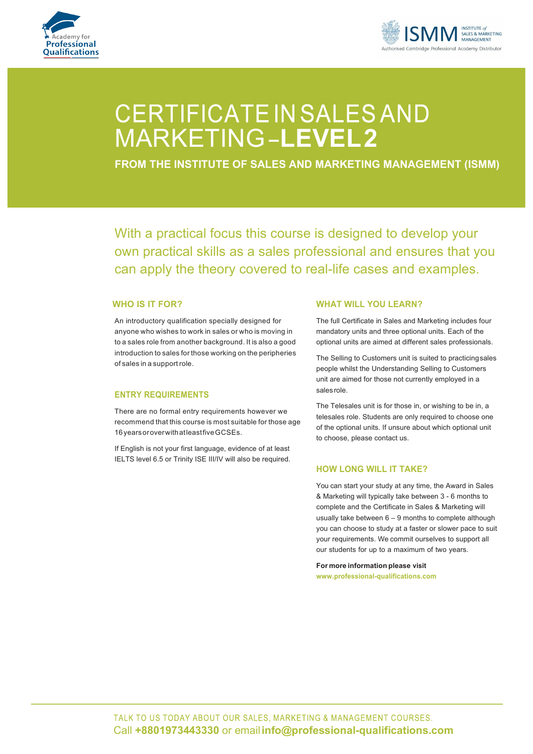# CERTIFICATE IN SALES AND MARKETING – **LEVEL 2**

**FROM THE INSTITUTE OF SALES AND MARKETING MANAGEMENT (ISMM)**

With a practical focus this course is designed to develop your own practical skills as a sales professional and ensures that you can apply the theory covered to real-life cases and examples.

## WHO IS IT FOR?

An introductory qualification specially designed for anyone who wishes to work in sales or who is moving in to a sales role from another background. It is also a good introduction to sales for those working on the peripheries of sales in a support role.

## ENTRY REQUIREMENTS

There are no formal entry requirements however we recommend that this course is most suitable for those age 16 years or over with at least five GCSEs.

If English is not your first language, evidence of at least IELTS level 6.5 or Trinity ISE III/IV will also be required.

## WHAT WILL YOU LEARN?

The full Certificate in Sales and Marketing includes four mandatory units and three optional units. Each of the optional units are aimed at different sales professionals.

The Selling to Customers unit is suited to practicing sales people whilst the Understanding Selling to Customers unit are aimed for those not currently employed in a sales role.

The Telesales unit is for those in, or wishing to be in, a telesales role. Students are only required to choose one of the optional units. If unsure about which optional unit to choose, please contact us.

## HOW LONG WILL IT TAKE?

You can start your study at any time, the Award in Sales & Marketing will typically take between 3 - 6 months to complete and the Certificate in Sales & Marketing will usually take between 6 – 9 months to complete although you can choose to study at a faster or slower pace to suit your requirements. We commit ourselves to support all our students for up to a maximum of two years.

**For more information please visit**
**www.professional-qualifications.com**

TALK TO US TODAY ABOUT OUR SALES, MARKETING & MANAGEMENT COURSES.
Call **+8801973443330** or email **info@professional-qualifications.com**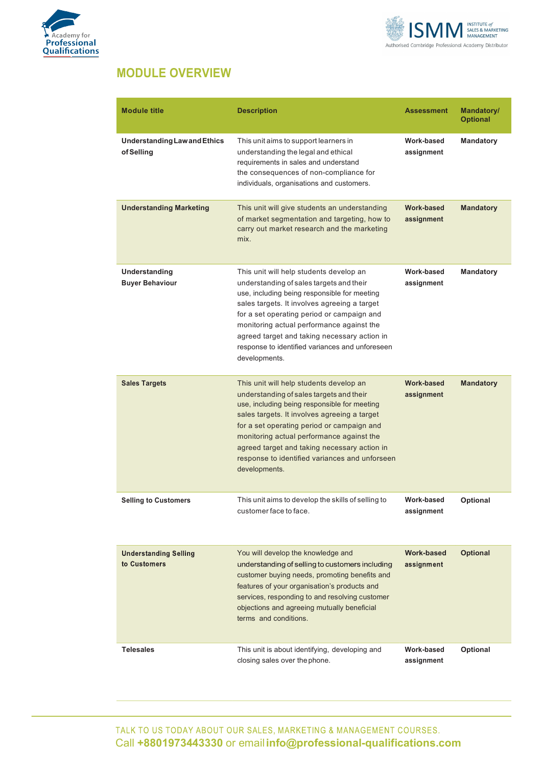## MODULE OVERVIEW

| Module title | Description | Assessment | Mandatory/ Optional |
|---|---|---|---|
| **Understanding Law and Ethics of Selling** | This unit aims to support learners in understanding the legal and ethical requirements in sales and understand the consequences of non-compliance for individuals, organisations and customers. | **Work-based assignment** | **Mandatory** |
| **Understanding Marketing** | This unit will give students an understanding of market segmentation and targeting, how to carry out market research and the marketing mix. | **Work-based assignment** | **Mandatory** |
| **Understanding Buyer Behaviour** | This unit will help students develop an understanding of sales targets and their use, including being responsible for meeting sales targets. It involves agreeing a target for a set operating period or campaign and monitoring actual performance against the agreed target and taking necessary action in response to identified variances and unforeseen developments. | **Work-based assignment** | **Mandatory** |
| **Sales Targets** | This unit will help students develop an understanding of sales targets and their use, including being responsible for meeting sales targets. It involves agreeing a target for a set operating period or campaign and monitoring actual performance against the agreed target and taking necessary action in response to identified variances and unforseen developments. | **Work-based assignment** | **Mandatory** |
| **Selling to Customers** | This unit aims to develop the skills of selling to customer face to face. | **Work-based assignment** | **Optional** |
| **Understanding Selling to Customers** | You will develop the knowledge and understanding of selling to customers including customer buying needs, promoting benefits and features of your organisation's products and services, responding to and resolving customer objections and agreeing mutually beneficial terms and conditions. | **Work-based assignment** | **Optional** |
| **Telesales** | This unit is about identifying, developing and closing sales over the phone. | **Work-based assignment** | **Optional** |

TALK TO US TODAY ABOUT OUR SALES, MARKETING & MANAGEMENT COURSES.
Call **+8801973443330** or email **info@professional-qualifications.com**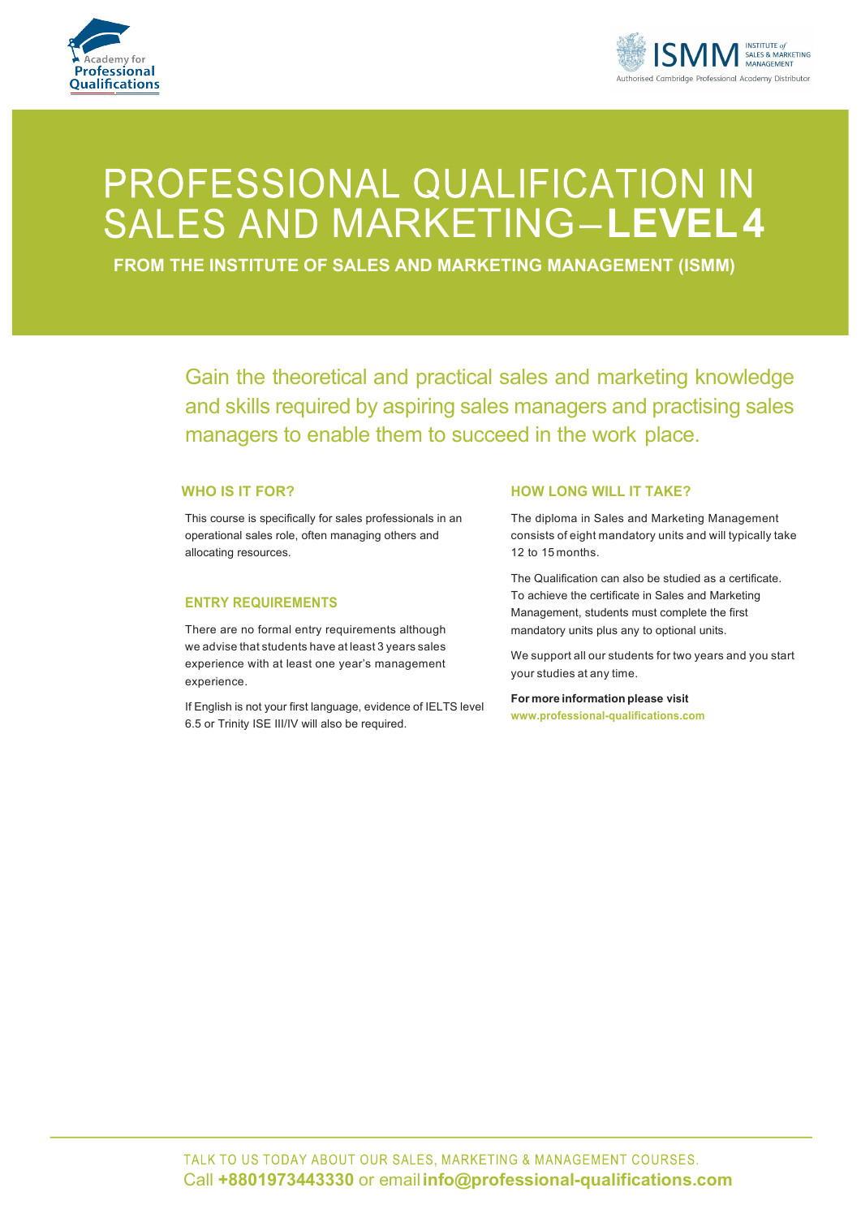# PROFESSIONAL QUALIFICATION IN SALES AND MARKETING – **LEVEL 4**

**FROM THE INSTITUTE OF SALES AND MARKETING MANAGEMENT (ISMM)**

Gain the theoretical and practical sales and marketing knowledge and skills required by aspiring sales managers and practising sales managers to enable them to succeed in the work place.

## WHO IS IT FOR?

This course is specifically for sales professionals in an operational sales role, often managing others and allocating resources.

## ENTRY REQUIREMENTS

There are no formal entry requirements although we advise that students have at least 3 years sales experience with at least one year's management experience.

If English is not your first language, evidence of IELTS level 6.5 or Trinity ISE III/IV will also be required.

## HOW LONG WILL IT TAKE?

The diploma in Sales and Marketing Management consists of eight mandatory units and will typically take 12 to 15 months.

The Qualification can also be studied as a certificate. To achieve the certificate in Sales and Marketing Management, students must complete the first mandatory units plus any to optional units.

We support all our students for two years and you start your studies at any time.

**For more information please visit**
**www.professional-qualifications.com**

TALK TO US TODAY ABOUT OUR SALES, MARKETING & MANAGEMENT COURSES.
Call **+8801973443330** or email **info@professional-qualifications.com**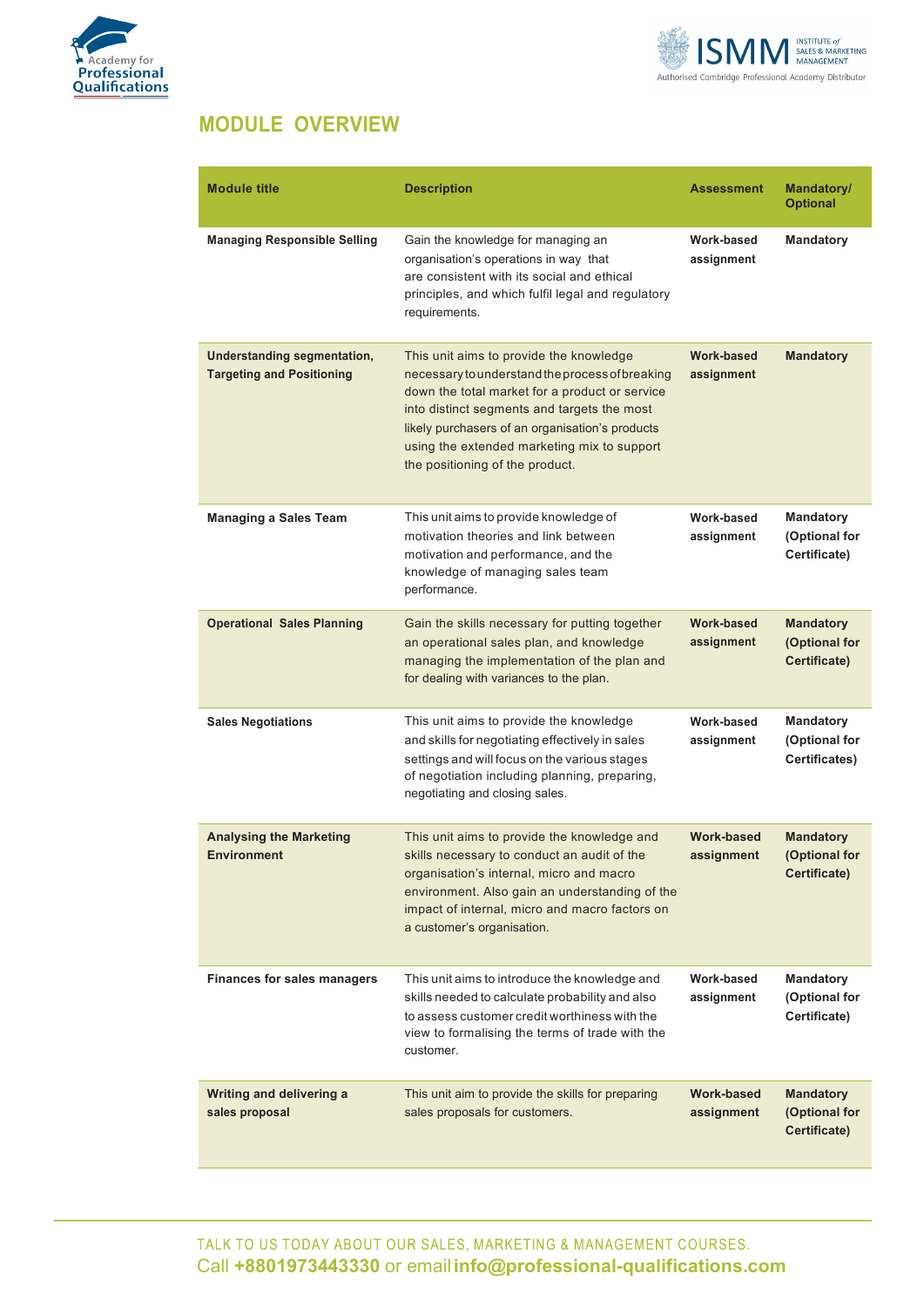## MODULE OVERVIEW

| Module title | Description | Assessment | Mandatory/ Optional |
|---|---|---|---|
| **Managing Responsible Selling** | Gain the knowledge for managing an organisation's operations in way that are consistent with its social and ethical principles, and which fulfil legal and regulatory requirements. | **Work-based assignment** | **Mandatory** |
| **Understanding segmentation, Targeting and Positioning** | This unit aims to provide the knowledge necessary to understand the process of breaking down the total market for a product or service into distinct segments and targets the most likely purchasers of an organisation's products using the extended marketing mix to support the positioning of the product. | **Work-based assignment** | **Mandatory** |
| **Managing a Sales Team** | This unit aims to provide knowledge of motivation theories and link between motivation and performance, and the knowledge of managing sales team performance. | **Work-based assignment** | **Mandatory (Optional for Certificate)** |
| **Operational Sales Planning** | Gain the skills necessary for putting together an operational sales plan, and knowledge managing the implementation of the plan and for dealing with variances to the plan. | **Work-based assignment** | **Mandatory (Optional for Certificate)** |
| **Sales Negotiations** | This unit aims to provide the knowledge and skills for negotiating effectively in sales settings and will focus on the various stages of negotiation including planning, preparing, negotiating and closing sales. | **Work-based assignment** | **Mandatory (Optional for Certificates)** |
| **Analysing the Marketing Environment** | This unit aims to provide the knowledge and skills necessary to conduct an audit of the organisation's internal, micro and macro environment. Also gain an understanding of the impact of internal, micro and macro factors on a customer's organisation. | **Work-based assignment** | **Mandatory (Optional for Certificate)** |
| **Finances for sales managers** | This unit aims to introduce the knowledge and skills needed to calculate probability and also to assess customer credit worthiness with the view to formalising the terms of trade with the customer. | **Work-based assignment** | **Mandatory (Optional for Certificate)** |
| **Writing and delivering a sales proposal** | This unit aim to provide the skills for preparing sales proposals for customers. | **Work-based assignment** | **Mandatory (Optional for Certificate)** |

TALK TO US TODAY ABOUT OUR SALES, MARKETING & MANAGEMENT COURSES.
Call **+8801973443330** or email **info@professional-qualifications.com**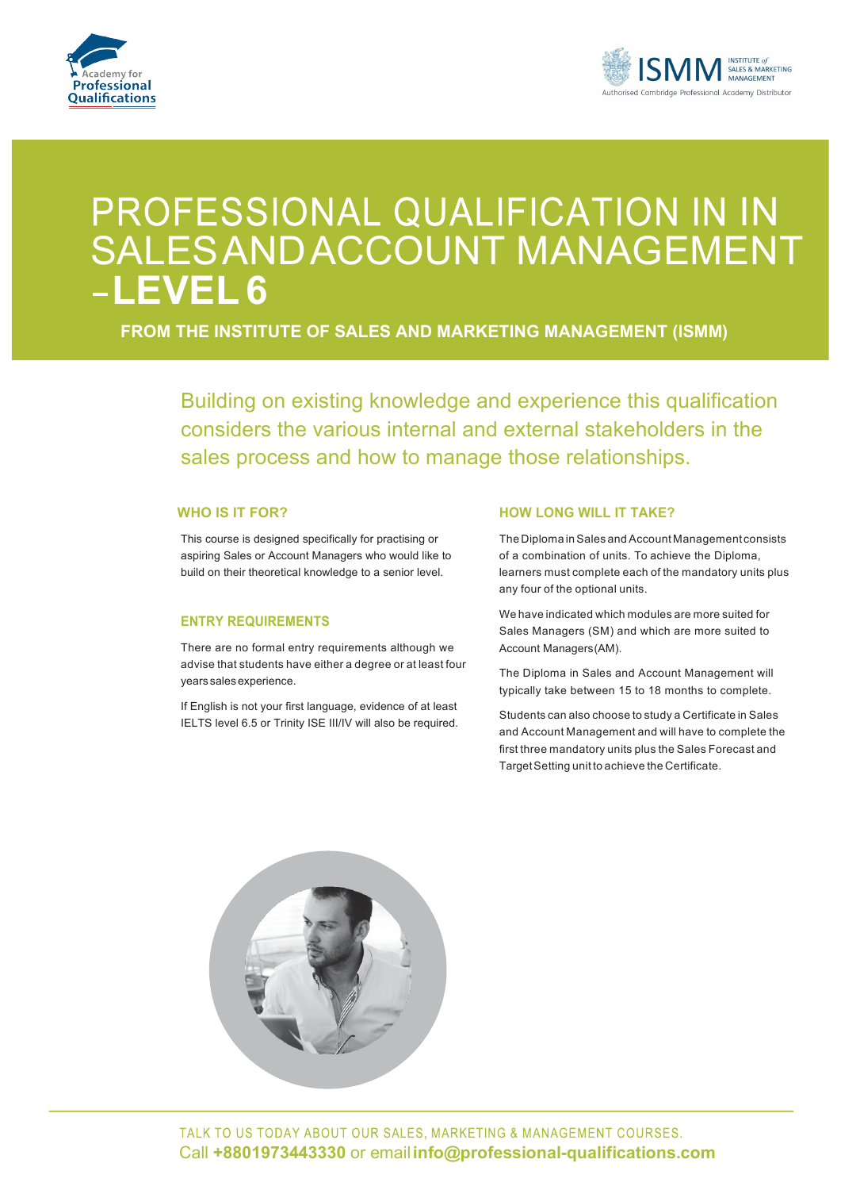# PROFESSIONAL QUALIFICATION IN IN SALES AND ACCOUNT MANAGEMENT – LEVEL 6

**FROM THE INSTITUTE OF SALES AND MARKETING MANAGEMENT (ISMM)**

Building on existing knowledge and experience this qualification considers the various internal and external stakeholders in the sales process and how to manage those relationships.

## WHO IS IT FOR?

This course is designed specifically for practising or aspiring Sales or Account Managers who would like to build on their theoretical knowledge to a senior level.

## ENTRY REQUIREMENTS

There are no formal entry requirements although we advise that students have either a degree or at least four years sales experience.

If English is not your first language, evidence of at least IELTS level 6.5 or Trinity ISE III/IV will also be required.

## HOW LONG WILL IT TAKE?

The Diploma in Sales and Account Management consists of a combination of units. To achieve the Diploma, learners must complete each of the mandatory units plus any four of the optional units.

We have indicated which modules are more suited for Sales Managers (SM) and which are more suited to Account Managers (AM).

The Diploma in Sales and Account Management will typically take between 15 to 18 months to complete.

Students can also choose to study a Certificate in Sales and Account Management and will have to complete the first three mandatory units plus the Sales Forecast and Target Setting unit to achieve the Certificate.

TALK TO US TODAY ABOUT OUR SALES, MARKETING & MANAGEMENT COURSES.
Call **+8801973443330** or email **info@professional-qualifications.com**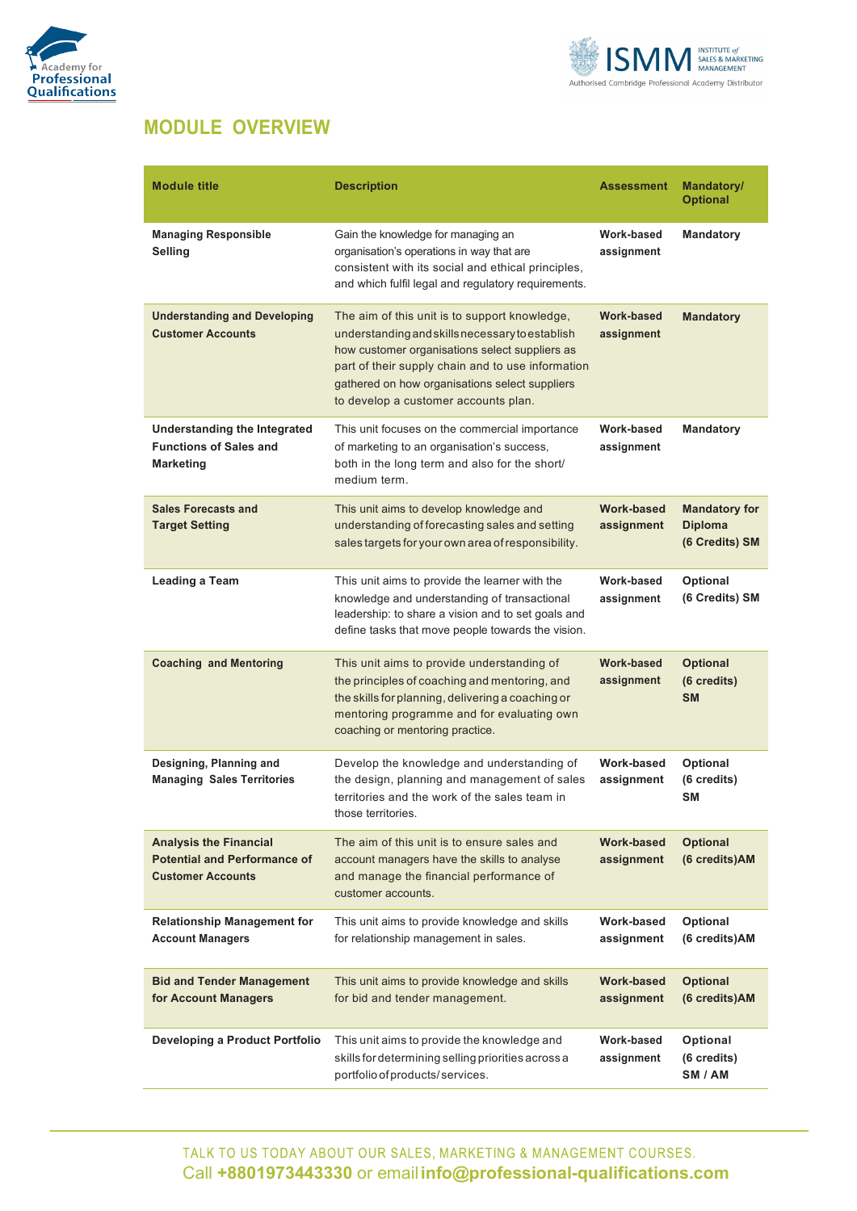## MODULE OVERVIEW

| Module title | Description | Assessment | Mandatory/ Optional |
|---|---|---|---|
| **Managing Responsible Selling** | Gain the knowledge for managing an organisation's operations in way that are consistent with its social and ethical principles, and which fulfil legal and regulatory requirements. | **Work-based assignment** | **Mandatory** |
| **Understanding and Developing Customer Accounts** | The aim of this unit is to support knowledge, understanding and skills necessary to establish how customer organisations select suppliers as part of their supply chain and to use information gathered on how organisations select suppliers to develop a customer accounts plan. | **Work-based assignment** | **Mandatory** |
| **Understanding the Integrated Functions of Sales and Marketing** | This unit focuses on the commercial importance of marketing to an organisation's success, both in the long term and also for the short/ medium term. | **Work-based assignment** | **Mandatory** |
| **Sales Forecasts and Target Setting** | This unit aims to develop knowledge and understanding of forecasting sales and setting sales targets for your own area of responsibility. | **Work-based assignment** | **Mandatory for Diploma (6 Credits) SM** |
| **Leading a Team** | This unit aims to provide the learner with the knowledge and understanding of transactional leadership: to share a vision and to set goals and define tasks that move people towards the vision. | **Work-based assignment** | **Optional (6 Credits) SM** |
| **Coaching and Mentoring** | This unit aims to provide understanding of the principles of coaching and mentoring, and the skills for planning, delivering a coaching or mentoring programme and for evaluating own coaching or mentoring practice. | **Work-based assignment** | **Optional (6 credits) SM** |
| **Designing, Planning and Managing Sales Territories** | Develop the knowledge and understanding of the design, planning and management of sales territories and the work of the sales team in those territories. | **Work-based assignment** | **Optional (6 credits) SM** |
| **Analysis the Financial Potential and Performance of Customer Accounts** | The aim of this unit is to ensure sales and account managers have the skills to analyse and manage the financial performance of customer accounts. | **Work-based assignment** | **Optional (6 credits)AM** |
| **Relationship Management for Account Managers** | This unit aims to provide knowledge and skills for relationship management in sales. | **Work-based assignment** | **Optional (6 credits)AM** |
| **Bid and Tender Management for Account Managers** | This unit aims to provide knowledge and skills for bid and tender management. | **Work-based assignment** | **Optional (6 credits)AM** |
| **Developing a Product Portfolio** | This unit aims to provide the knowledge and skills for determining selling priorities across a portfolio of products/services. | **Work-based assignment** | **Optional (6 credits) SM / AM** |

TALK TO US TODAY ABOUT OUR SALES, MARKETING & MANAGEMENT COURSES.
Call **+8801973443330** or email **info@professional-qualifications.com**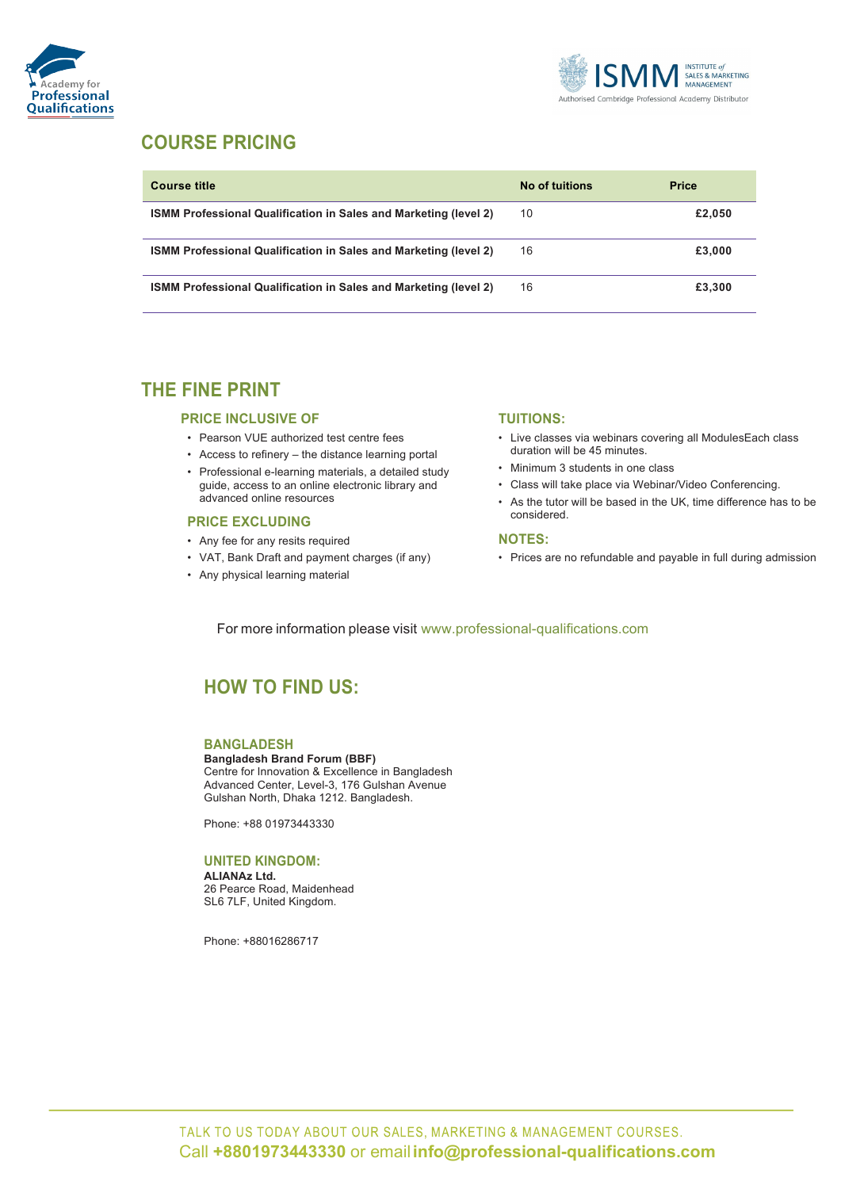## COURSE PRICING

| Course title | No of tuitions | Price |
|---|---|---|
| **ISMM Professional Qualification in Sales and Marketing (level 2)** | 10 | **£2,050** |
| **ISMM Professional Qualification in Sales and Marketing (level 2)** | 16 | **£3,000** |
| **ISMM Professional Qualification in Sales and Marketing (level 2)** | 16 | **£3,300** |

## THE FINE PRINT

### PRICE INCLUSIVE OF

- Pearson VUE authorized test centre fees
- Access to refinery – the distance learning portal
- Professional e-learning materials, a detailed study guide, access to an online electronic library and advanced online resources

### PRICE EXCLUDING

- Any fee for any resits required
- VAT, Bank Draft and payment charges (if any)
- Any physical learning material

### TUITIONS:

- Live classes via webinars covering all ModulesEach class duration will be 45 minutes.
- Minimum 3 students in one class
- Class will take place via Webinar/Video Conferencing.
- As the tutor will be based in the UK, time difference has to be considered.

### NOTES:

- Prices are no refundable and payable in full during admission

For more information please visit www.professional-qualifications.com

## HOW TO FIND US:

### BANGLADESH

**Bangladesh Brand Forum (BBF)**
Centre for Innovation & Excellence in Bangladesh
Advanced Center, Level-3, 176 Gulshan Avenue
Gulshan North, Dhaka 1212. Bangladesh.

Phone: +88 01973443330

### UNITED KINGDOM:

**ALIANAz Ltd.**
26 Pearce Road, Maidenhead
SL6 7LF, United Kingdom.

Phone: +88016286717

TALK TO US TODAY ABOUT OUR SALES, MARKETING & MANAGEMENT COURSES.
Call **+8801973443330** or email **info@professional-qualifications.com**